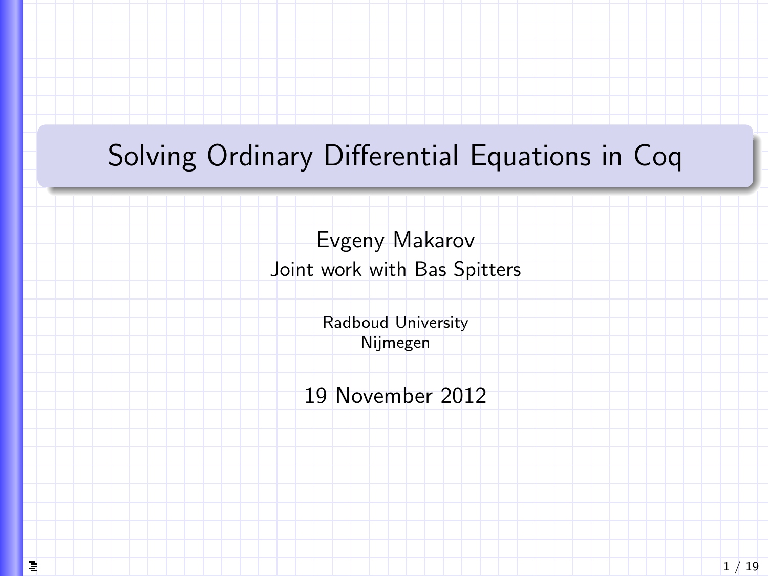# Solving Ordinary Differential Equations in Coq

Evgeny Makarov
Joint work with Bas Spitters

Radboud University
Nijmegen

19 November 2012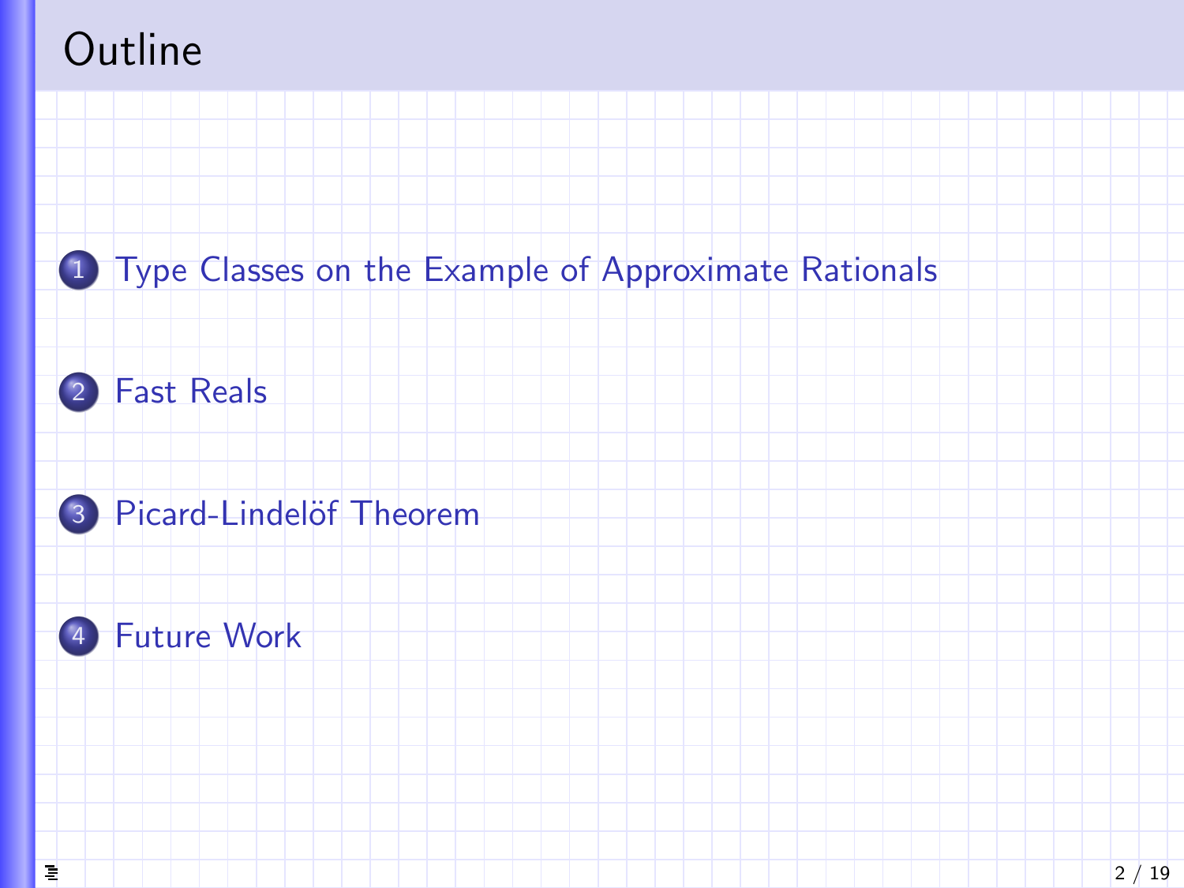# Outline

1. Type Classes on the Example of Approximate Rationals
2. Fast Reals
3. Picard-Lindelöf Theorem
4. Future Work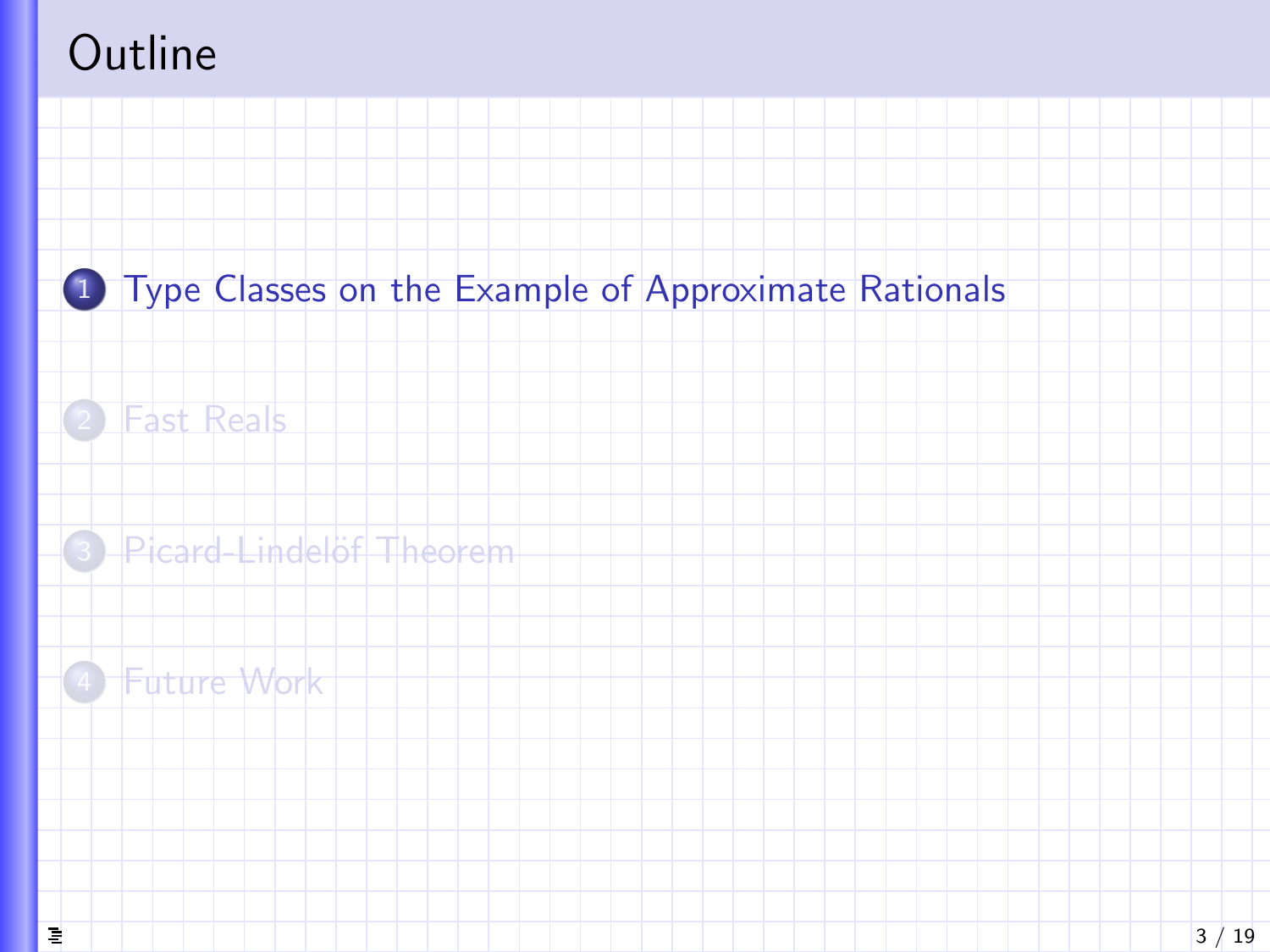# Outline

1. Type Classes on the Example of Approximate Rationals
2. Fast Reals
3. Picard-Lindelöf Theorem
4. Future Work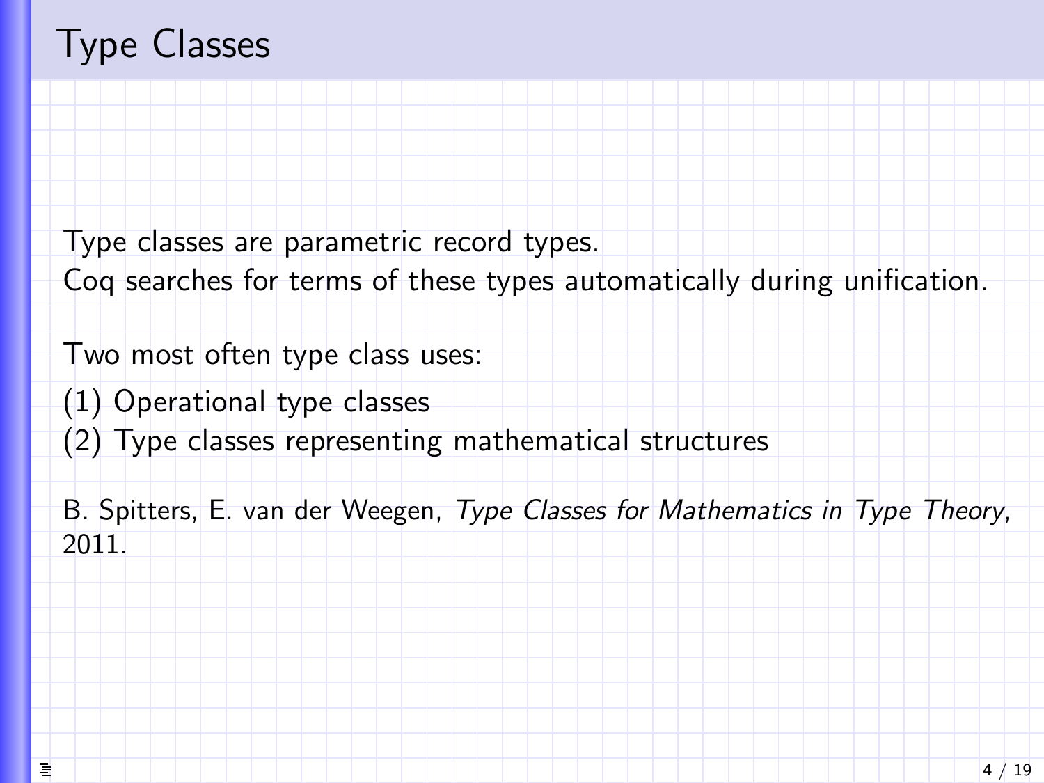# Type Classes

Type classes are parametric record types.
Coq searches for terms of these types automatically during unification.

Two most often type class uses:

(1) Operational type classes
(2) Type classes representing mathematical structures

B. Spitters, E. van der Weegen, *Type Classes for Mathematics in Type Theory*, 2011.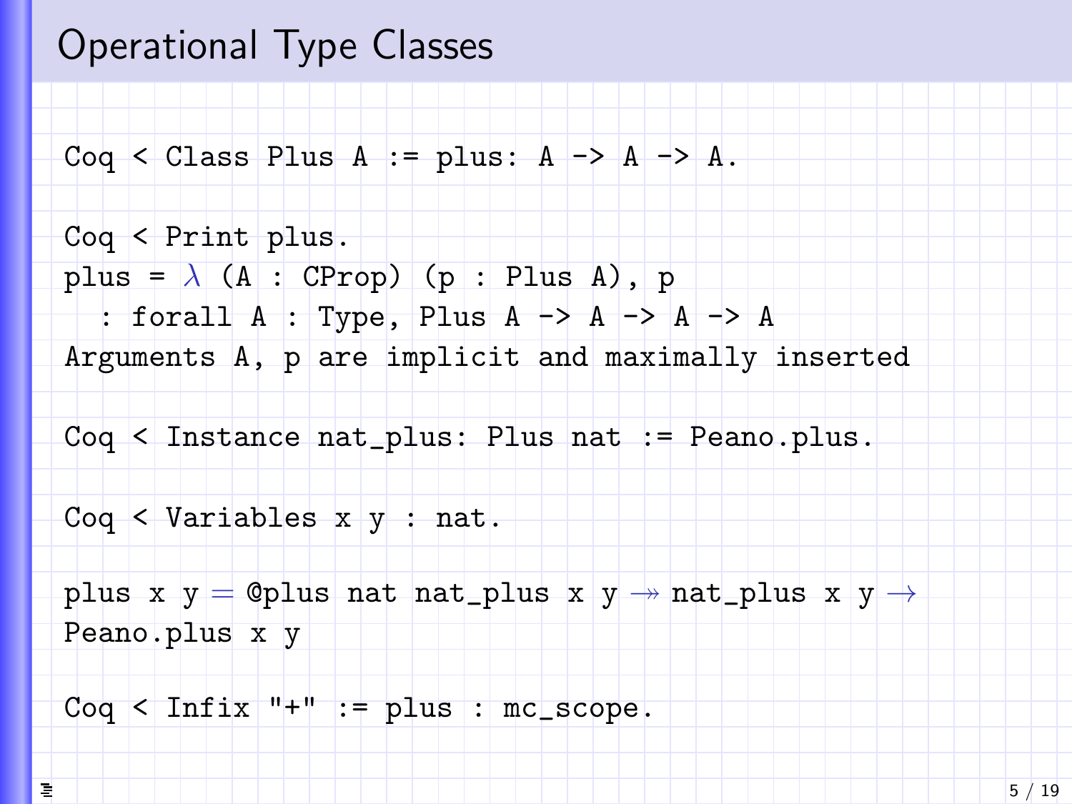# Operational Type Classes

```
Coq < Class Plus A := plus: A -> A -> A.

Coq < Print plus.
plus = λ (A : CProp) (p : Plus A), p
  : forall A : Type, Plus A -> A -> A -> A
Arguments A, p are implicit and maximally inserted

Coq < Instance nat_plus: Plus nat := Peano.plus.

Coq < Variables x y : nat.

plus x y = @plus nat nat_plus x y ↠ nat_plus x y →
Peano.plus x y

Coq < Infix "+" := plus : mc_scope.
```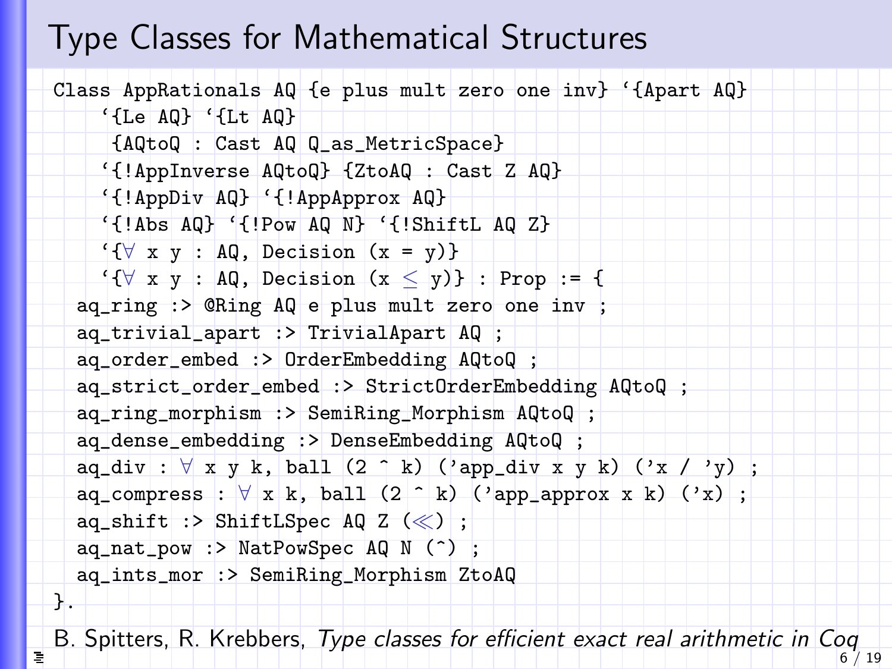# Type Classes for Mathematical Structures

```
Class AppRationals AQ {e plus mult zero one inv} `{Apart AQ}
    `{Le AQ} `{Lt AQ}
     {AQtoQ : Cast AQ Q_as_MetricSpace}
    `{!AppInverse AQtoQ} {ZtoAQ : Cast Z AQ}
    `{!AppDiv AQ} `{!AppApprox AQ}
    `{!Abs AQ} `{!Pow AQ N} `{!ShiftL AQ Z}
    `{∀ x y : AQ, Decision (x = y)}
    `{∀ x y : AQ, Decision (x ≤ y)} : Prop := {
  aq_ring :> @Ring AQ e plus mult zero one inv ;
  aq_trivial_apart :> TrivialApart AQ ;
  aq_order_embed :> OrderEmbedding AQtoQ ;
  aq_strict_order_embed :> StrictOrderEmbedding AQtoQ ;
  aq_ring_morphism :> SemiRing_Morphism AQtoQ ;
  aq_dense_embedding :> DenseEmbedding AQtoQ ;
  aq_div : ∀ x y k, ball (2 ^ k) ('app_div x y k) ('x / 'y) ;
  aq_compress : ∀ x k, ball (2 ^ k) ('app_approx x k) ('x) ;
  aq_shift :> ShiftLSpec AQ Z (≪) ;
  aq_nat_pow :> NatPowSpec AQ N (^) ;
  aq_ints_mor :> SemiRing_Morphism ZtoAQ
}.
```

B. Spitters, R. Krebbers, *Type classes for efficient exact real arithmetic in Coq*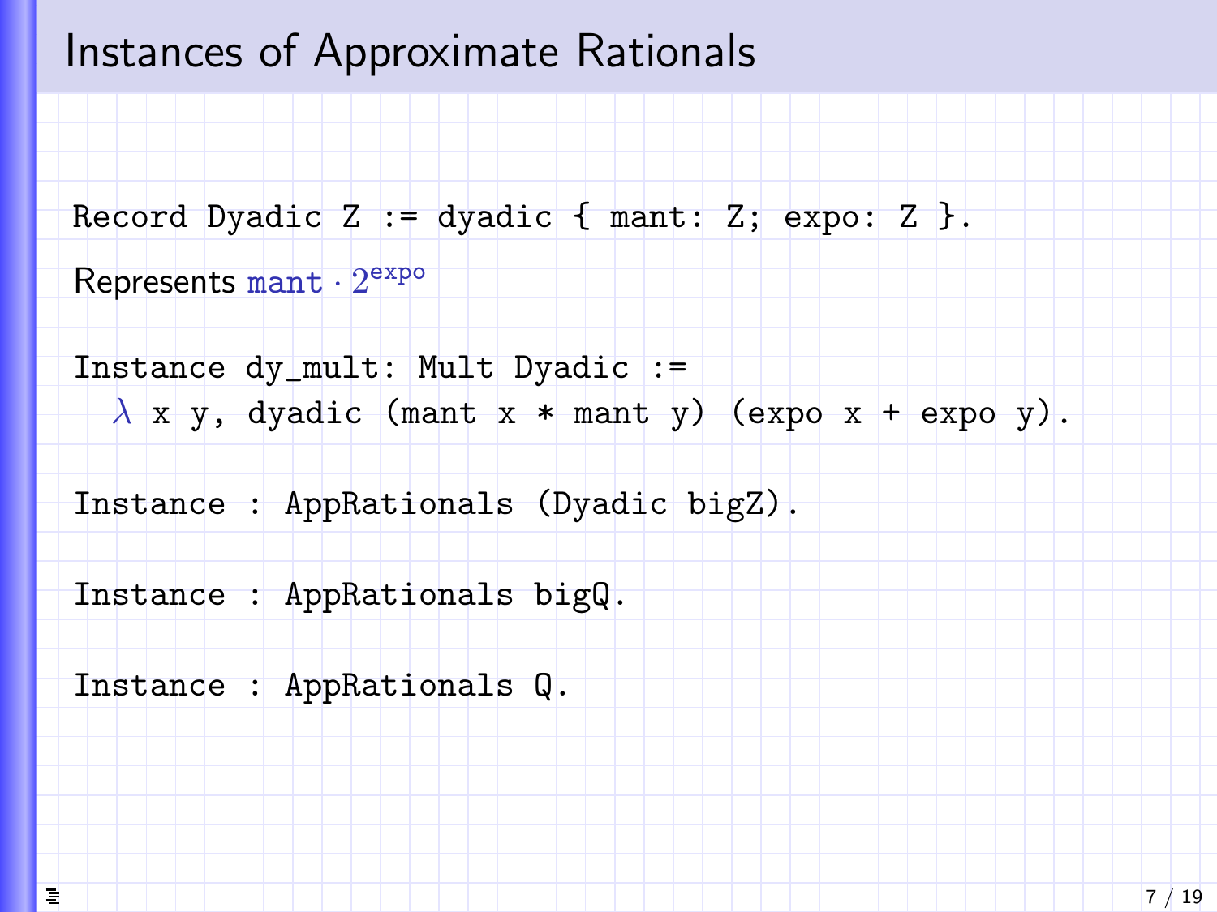# Instances of Approximate Rationals

```
Record Dyadic Z := dyadic { mant: Z; expo: Z }.
```

Represents $\texttt{mant} \cdot 2^{\texttt{expo}}$

```
Instance dy_mult: Mult Dyadic :=
  λ x y, dyadic (mant x * mant y) (expo x + expo y).
```

```
Instance : AppRationals (Dyadic bigZ).
```

```
Instance : AppRationals bigQ.
```

```
Instance : AppRationals Q.
```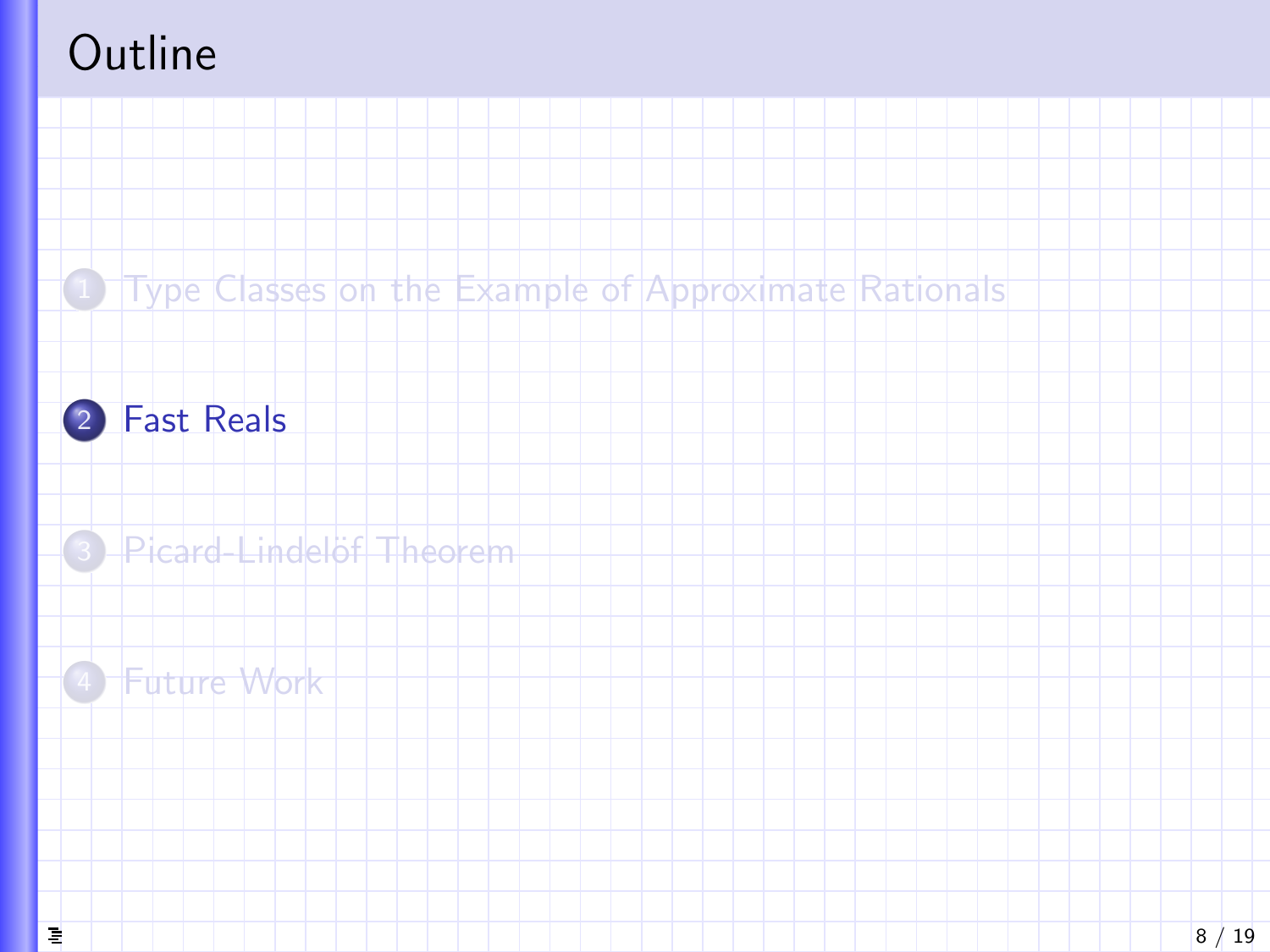# Outline

1. Type Classes on the Example of Approximate Rationals
2. Fast Reals
3. Picard-Lindelöf Theorem
4. Future Work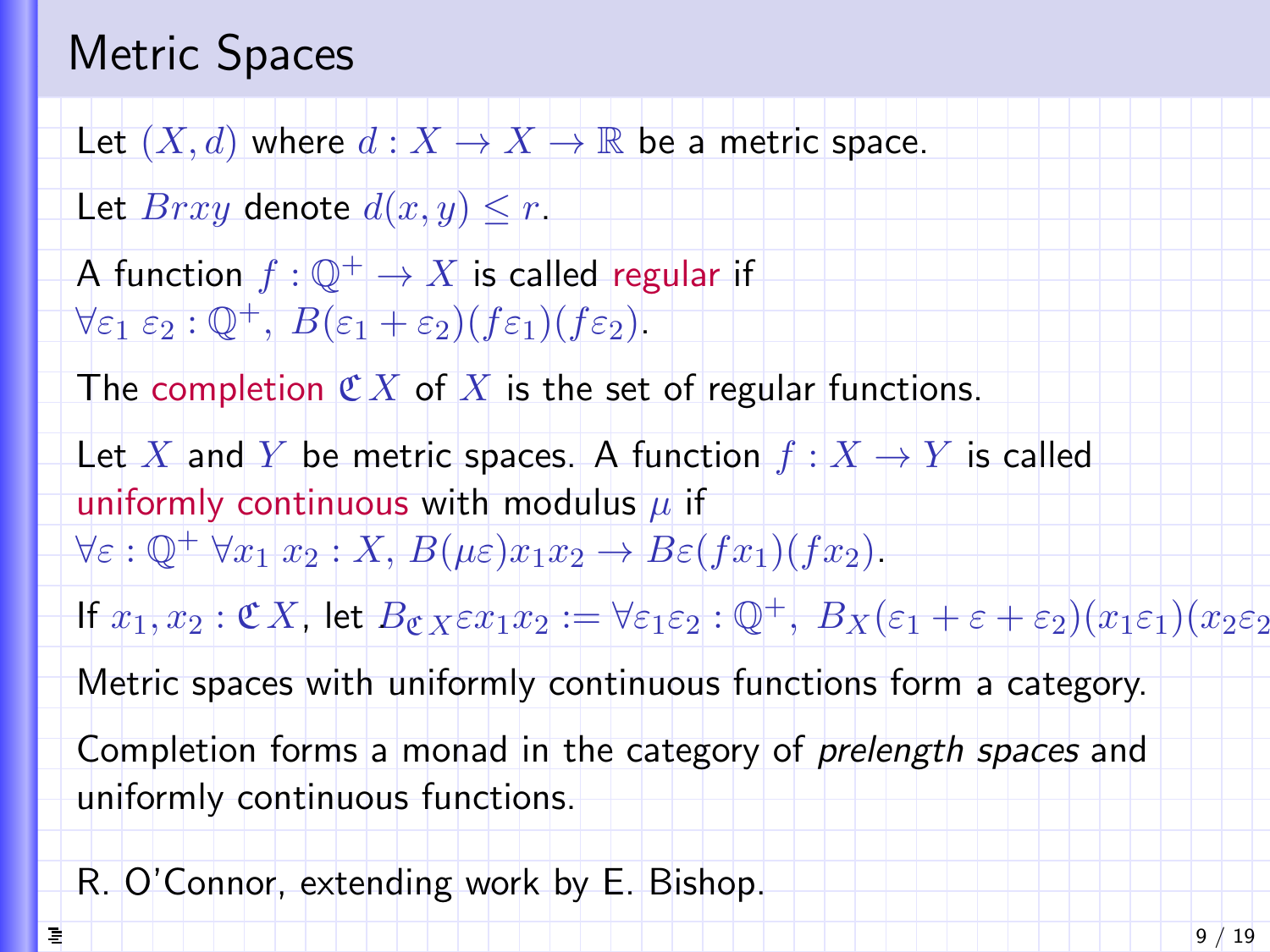# Metric Spaces

Let $(X, d)$ where $d : X \to X \to \mathbb{R}$ be a metric space.

Let $Brxy$ denote $d(x, y) \leq r$.

A function $f : \mathbb{Q}^+ \to X$ is called regular if $\forall \varepsilon_1\ \varepsilon_2 : \mathbb{Q}^+,\ B(\varepsilon_1 + \varepsilon_2)(f\varepsilon_1)(f\varepsilon_2)$.

The completion $\mathfrak{C}X$ of $X$ is the set of regular functions.

Let $X$ and $Y$ be metric spaces. A function $f : X \to Y$ is called uniformly continuous with modulus $\mu$ if $\forall \varepsilon : \mathbb{Q}^+\ \forall x_1\ x_2 : X,\ B(\mu\varepsilon)x_1x_2 \to B\varepsilon(fx_1)(fx_2)$.

If $x_1, x_2 : \mathfrak{C}X$, let $B_{\mathfrak{C}X}\varepsilon x_1 x_2 := \forall \varepsilon_1 \varepsilon_2 : \mathbb{Q}^+,\ B_X(\varepsilon_1 + \varepsilon + \varepsilon_2)(x_1\varepsilon_1)(x_2\varepsilon_2$

Metric spaces with uniformly continuous functions form a category.

Completion forms a monad in the category of *prelength spaces* and uniformly continuous functions.

R. O'Connor, extending work by E. Bishop.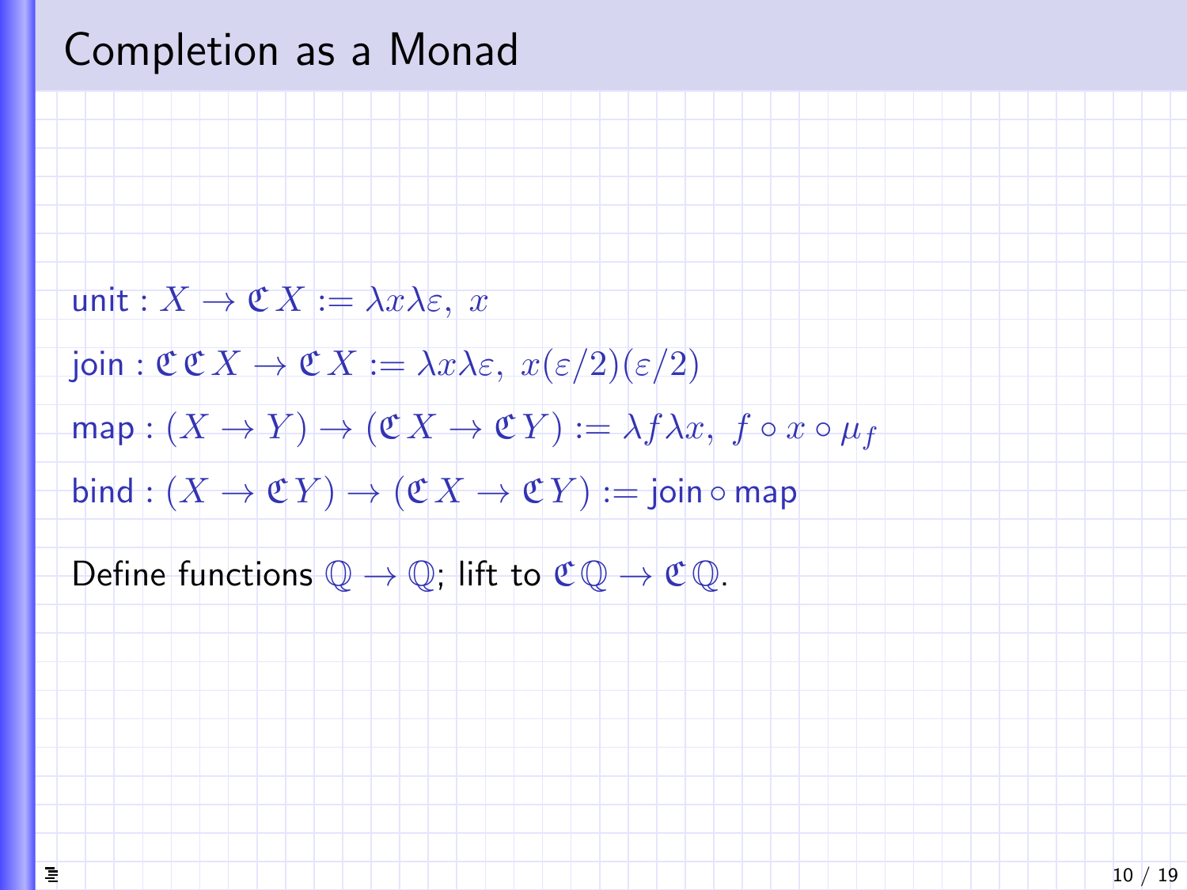# Completion as a Monad

unit : $X \to \mathfrak{C}\, X := \lambda x \lambda \varepsilon,\ x$

join : $\mathfrak{C}\,\mathfrak{C}\, X \to \mathfrak{C}\, X := \lambda x \lambda \varepsilon,\ x(\varepsilon/2)(\varepsilon/2)$

map : $(X \to Y) \to (\mathfrak{C}\, X \to \mathfrak{C}\, Y) := \lambda f \lambda x,\ f \circ x \circ \mu_f$

bind : $(X \to \mathfrak{C}\, Y) \to (\mathfrak{C}\, X \to \mathfrak{C}\, Y) :=$ join $\circ$ map

Define functions $\mathbb{Q} \to \mathbb{Q}$; lift to $\mathfrak{C}\,\mathbb{Q} \to \mathfrak{C}\,\mathbb{Q}$.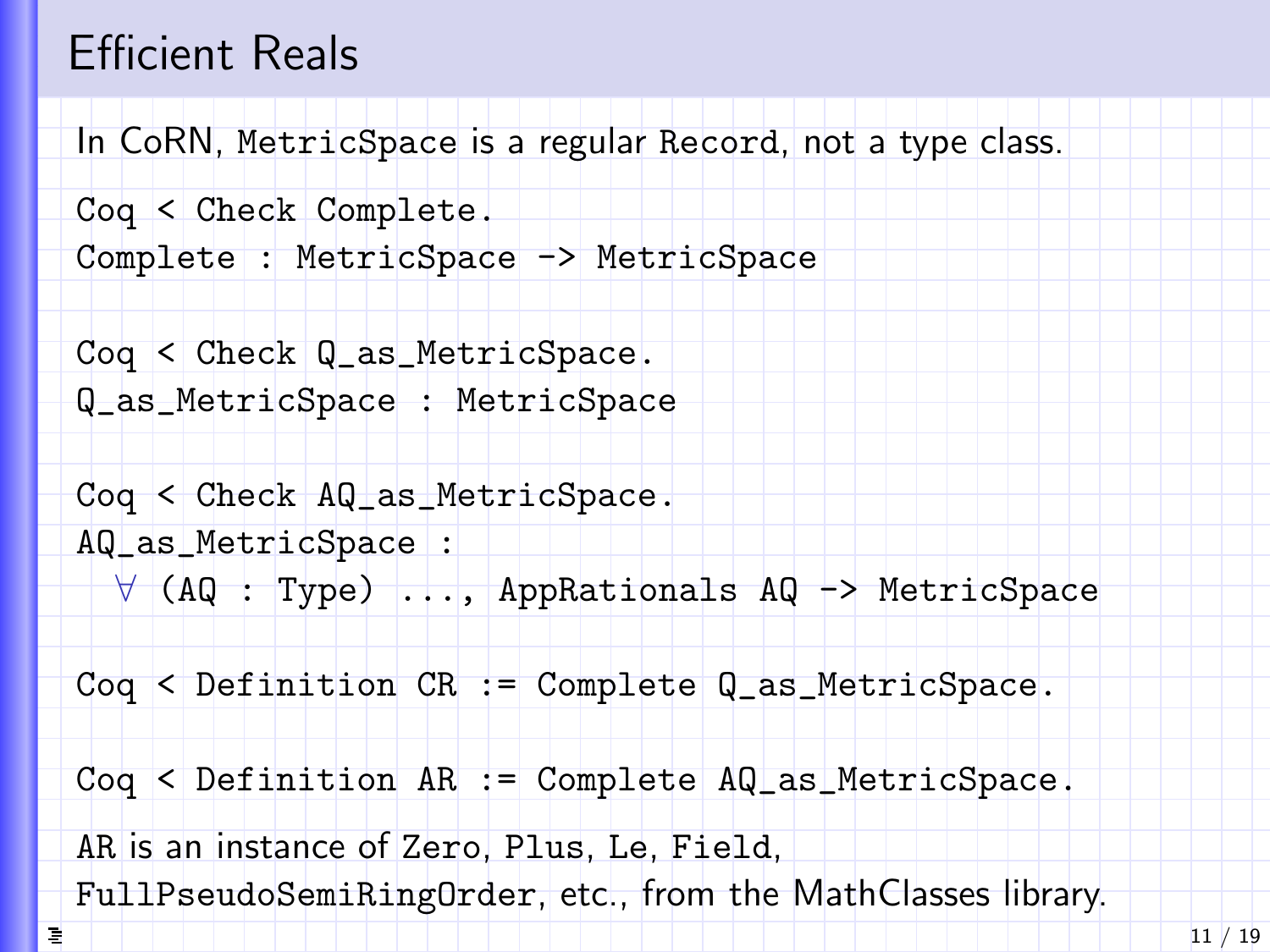# Efficient Reals

In CoRN, `MetricSpace` is a regular `Record`, not a type class.

```
Coq < Check Complete.
Complete : MetricSpace -> MetricSpace

Coq < Check Q_as_MetricSpace.
Q_as_MetricSpace : MetricSpace

Coq < Check AQ_as_MetricSpace.
AQ_as_MetricSpace :
  ∀ (AQ : Type) ..., AppRationals AQ -> MetricSpace

Coq < Definition CR := Complete Q_as_MetricSpace.

Coq < Definition AR := Complete AQ_as_MetricSpace.
```

`AR` is an instance of `Zero`, `Plus`, `Le`, `Field`, `FullPseudoSemiRingOrder`, etc., from the MathClasses library.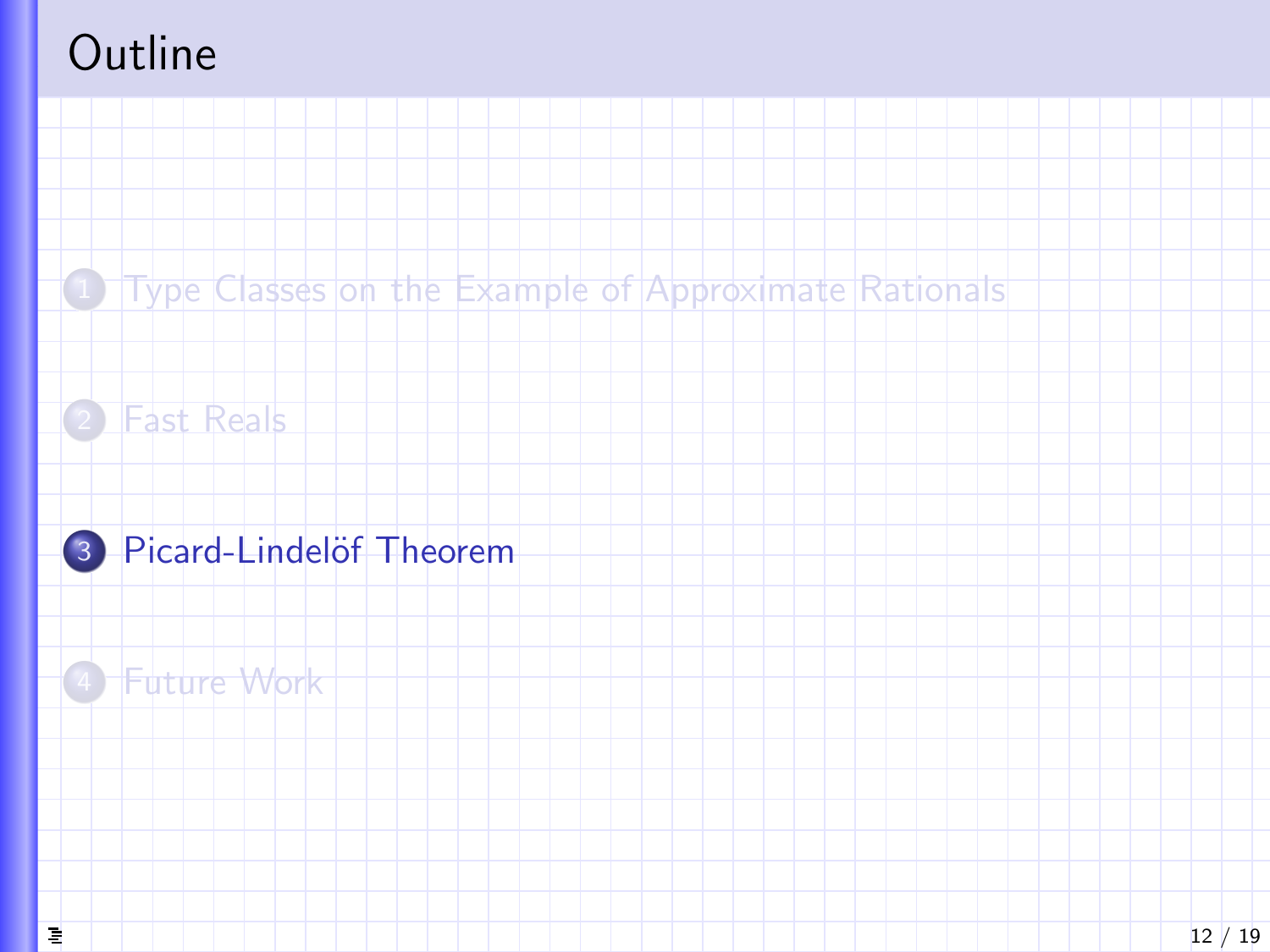# Outline

1. Type Classes on the Example of Approximate Rationals
2. Fast Reals
3. Picard-Lindelöf Theorem
4. Future Work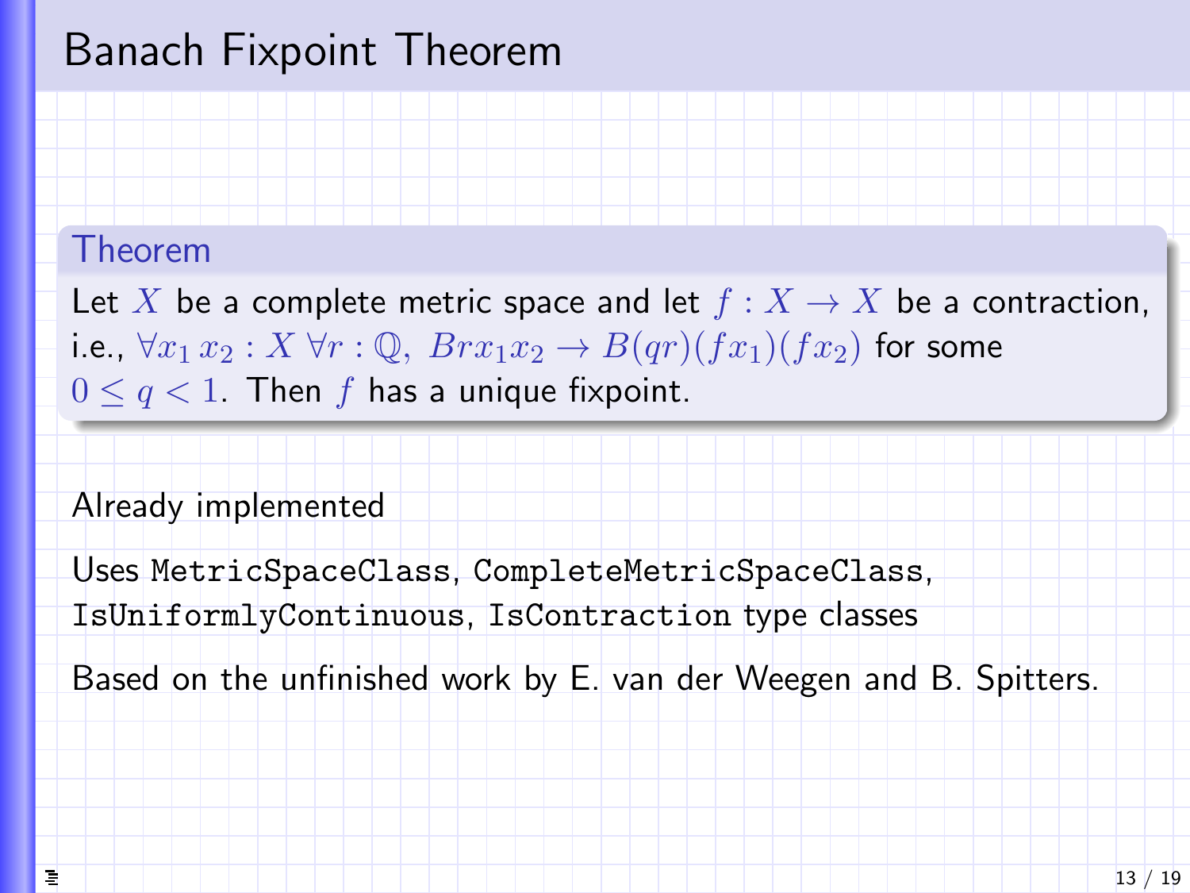# Banach Fixpoint Theorem

**Theorem**

Let $X$ be a complete metric space and let $f : X \to X$ be a contraction, i.e., $\forall x_1\, x_2 : X\ \forall r : \mathbb{Q},\ B r x_1 x_2 \to B(qr)(f x_1)(f x_2)$ for some $0 \leq q < 1$. Then $f$ has a unique fixpoint.

Already implemented

Uses `MetricSpaceClass`, `CompleteMetricSpaceClass`, `IsUniformlyContinuous`, `IsContraction` type classes

Based on the unfinished work by E. van der Weegen and B. Spitters.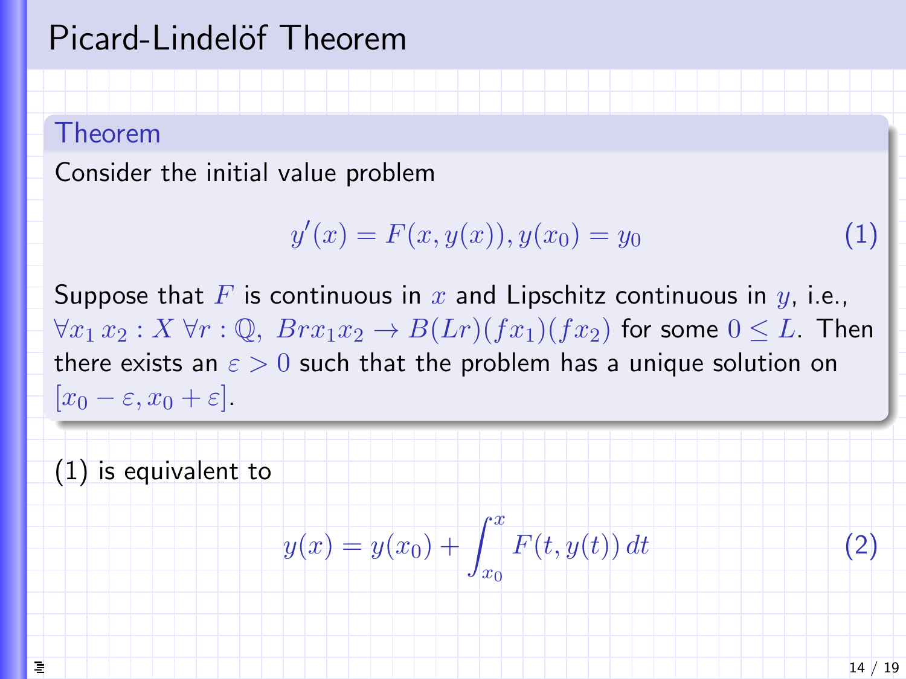# Picard-Lindelöf Theorem

**Theorem**

Consider the initial value problem

$$y'(x) = F(x, y(x)), y(x_0) = y_0 \tag{1}$$

Suppose that $F$ is continuous in $x$ and Lipschitz continuous in $y$, i.e., $\forall x_1\, x_2 : X\ \forall r : \mathbb{Q},\ B r x_1 x_2 \to B(Lr)(f x_1)(f x_2)$ for some $0 \leq L$. Then there exists an $\varepsilon > 0$ such that the problem has a unique solution on $[x_0 - \varepsilon, x_0 + \varepsilon]$.

(1) is equivalent to

$$y(x) = y(x_0) + \int_{x_0}^{x} F(t, y(t))\, dt \tag{2}$$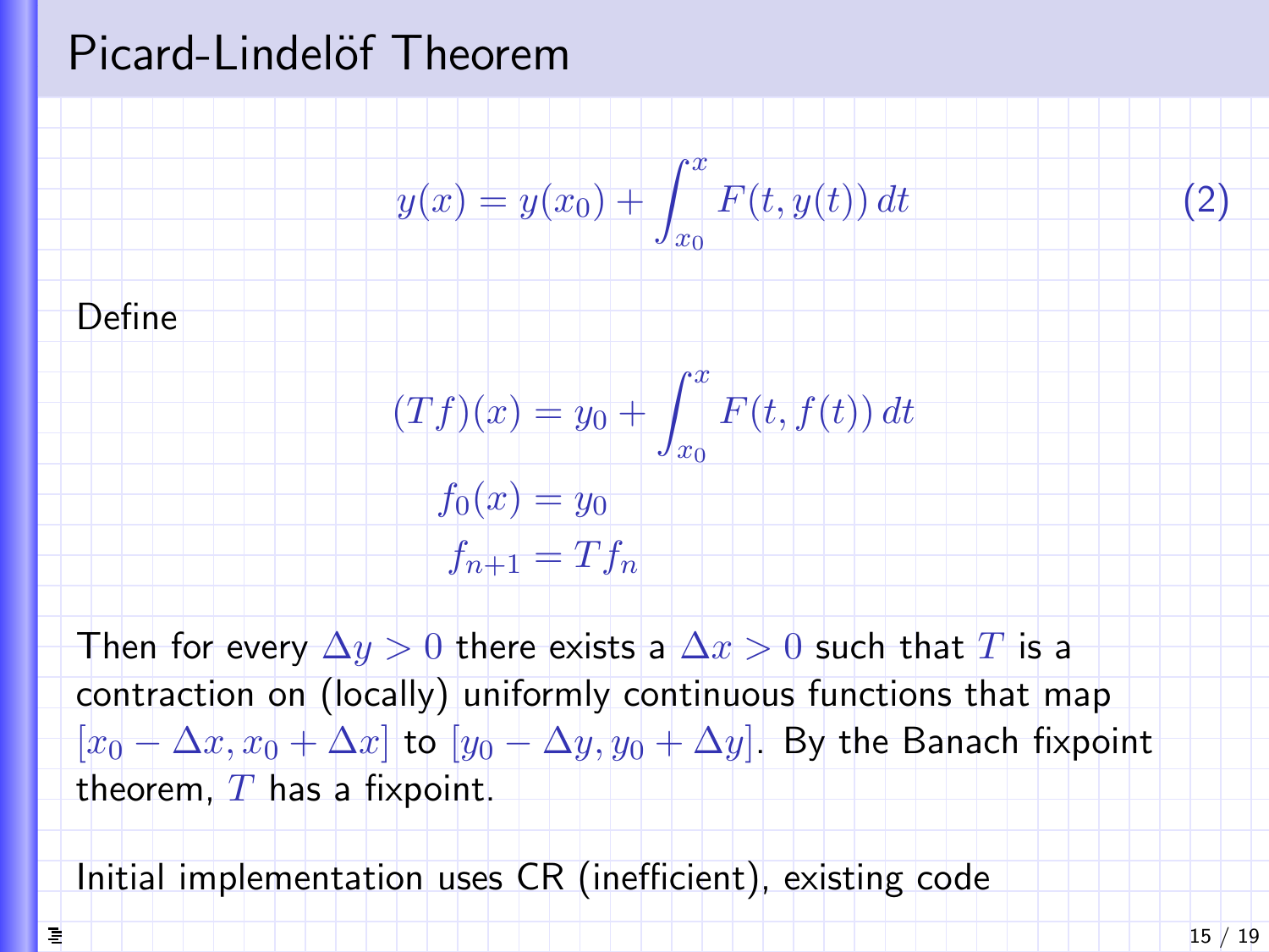# Picard-Lindelöf Theorem

$$y(x) = y(x_0) + \int_{x_0}^{x} F(t, y(t))\, dt \tag{2}$$

Define

$$(Tf)(x) = y_0 + \int_{x_0}^{x} F(t, f(t))\, dt$$
$$f_0(x) = y_0$$
$$f_{n+1} = Tf_n$$

Then for every $\Delta y > 0$ there exists a $\Delta x > 0$ such that $T$ is a contraction on (locally) uniformly continuous functions that map $[x_0 - \Delta x, x_0 + \Delta x]$ to $[y_0 - \Delta y, y_0 + \Delta y]$. By the Banach fixpoint theorem, $T$ has a fixpoint.

Initial implementation uses CR (inefficient), existing code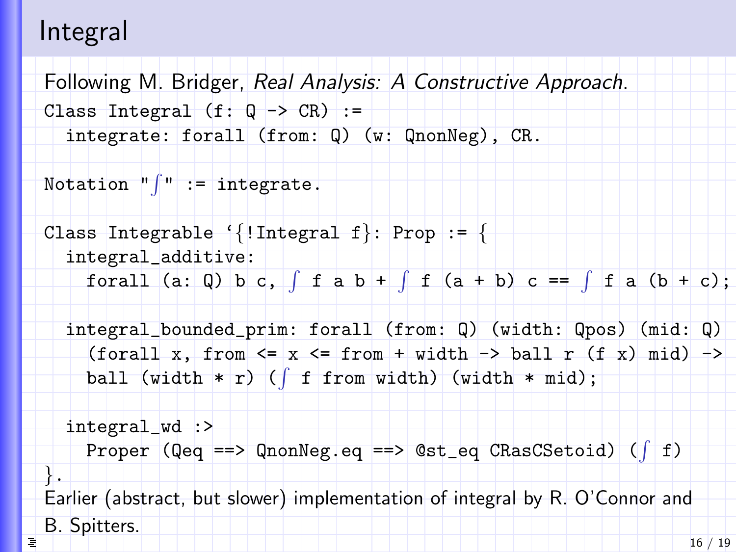# Integral

Following M. Bridger, *Real Analysis: A Constructive Approach*.

```
Class Integral (f: Q -> CR) :=
  integrate: forall (from: Q) (w: QnonNeg), CR.

Notation "∫" := integrate.

Class Integrable `{!Integral f}: Prop := {
  integral_additive:
    forall (a: Q) b c, ∫ f a b + ∫ f (a + b) c == ∫ f a (b + c);

  integral_bounded_prim: forall (from: Q) (width: Qpos) (mid: Q)
    (forall x, from <= x <= from + width -> ball r (f x) mid) ->
    ball (width * r) (∫ f from width) (width * mid);

  integral_wd :>
    Proper (Qeq ==> QnonNeg.eq ==> @st_eq CRasCSetoid) (∫ f)
}.
```

Earlier (abstract, but slower) implementation of integral by R. O'Connor and B. Spitters.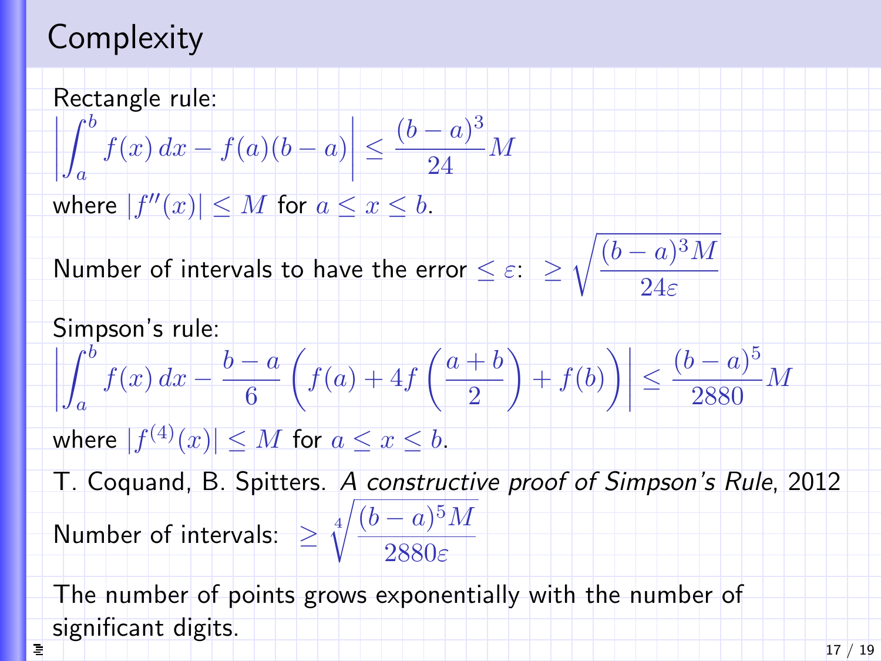# Complexity

Rectangle rule:

$$\left|\int_a^b f(x)\,dx - f(a)(b-a)\right| \le \frac{(b-a)^3}{24} M$$

where $|f''(x)| \le M$ for $a \le x \le b$.

Number of intervals to have the error $\le \varepsilon$: $\ge \sqrt{\dfrac{(b-a)^3 M}{24\varepsilon}}$

Simpson's rule:

$$\left|\int_a^b f(x)\,dx - \frac{b-a}{6}\left(f(a) + 4f\left(\frac{a+b}{2}\right) + f(b)\right)\right| \le \frac{(b-a)^5}{2880} M$$

where $|f^{(4)}(x)| \le M$ for $a \le x \le b$.

T. Coquand, B. Spitters. *A constructive proof of Simpson's Rule*, 2012

Number of intervals: $\ge \sqrt[4]{\dfrac{(b-a)^5 M}{2880\varepsilon}}$

The number of points grows exponentially with the number of significant digits.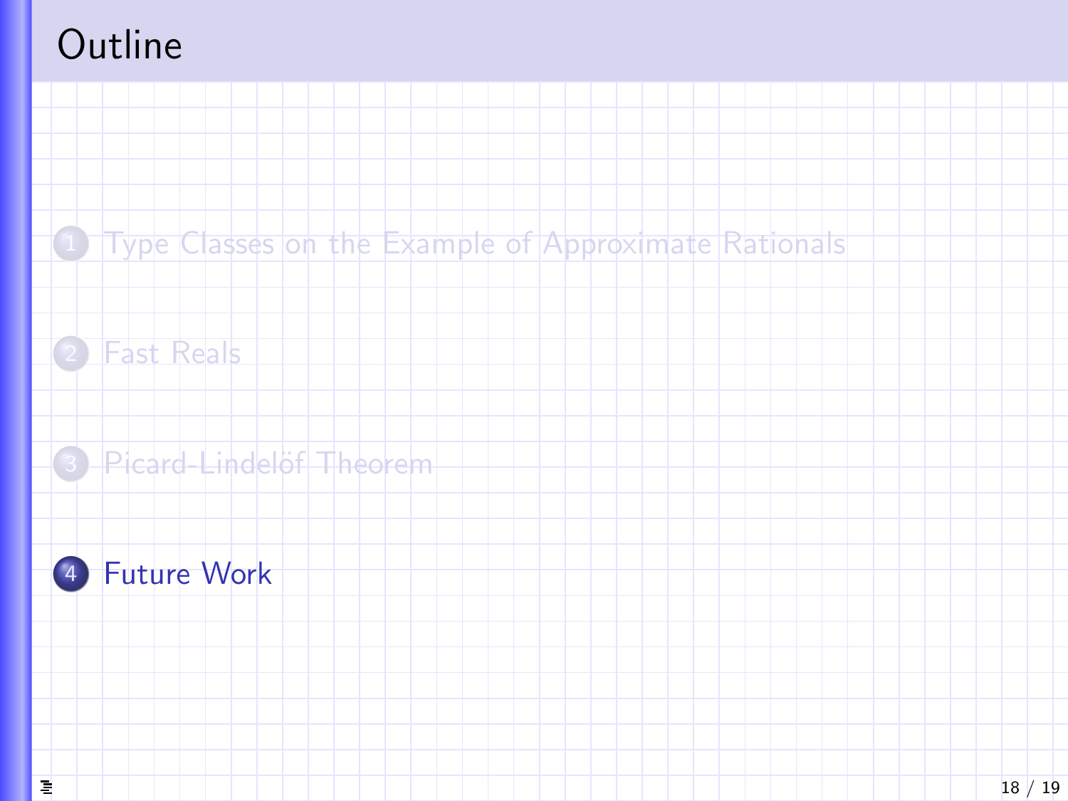# Outline

1. Type Classes on the Example of Approximate Rationals
2. Fast Reals
3. Picard-Lindelöf Theorem
4. Future Work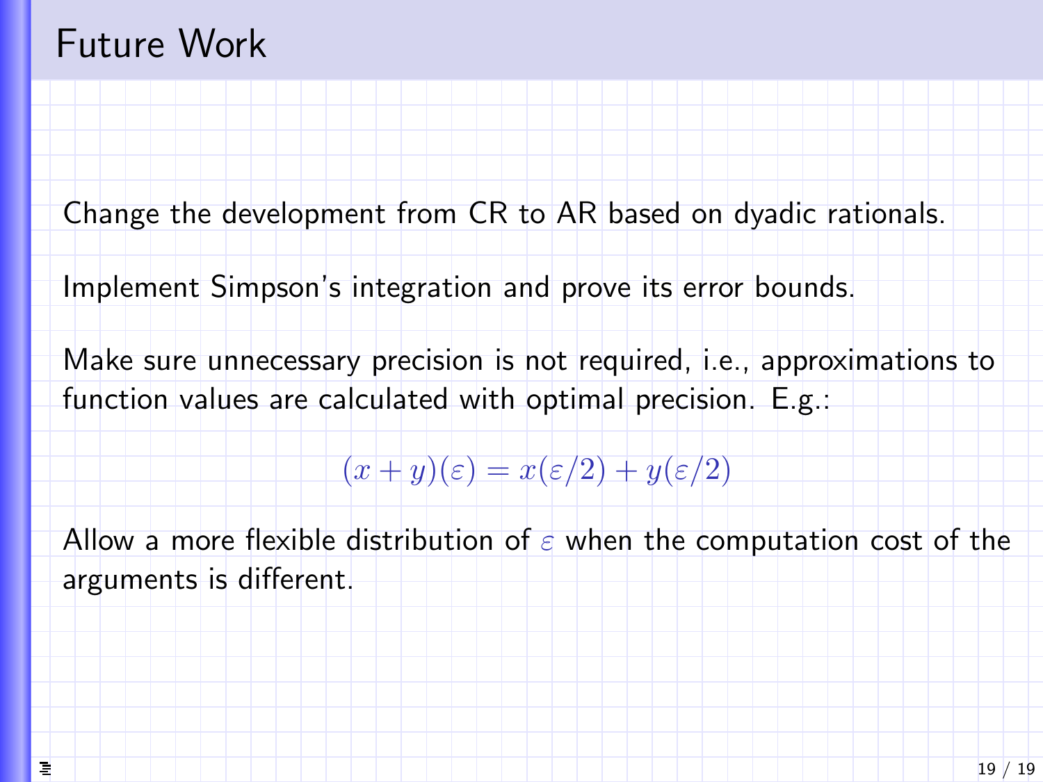# Future Work

Change the development from CR to AR based on dyadic rationals.

Implement Simpson's integration and prove its error bounds.

Make sure unnecessary precision is not required, i.e., approximations to function values are calculated with optimal precision. E.g.:

$$(x + y)(\varepsilon) = x(\varepsilon/2) + y(\varepsilon/2)$$

Allow a more flexible distribution of $\varepsilon$ when the computation cost of the arguments is different.